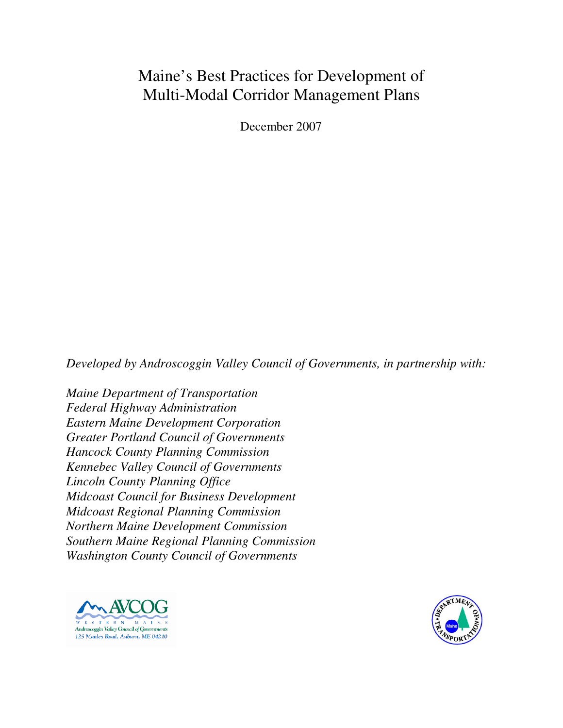# Maine's Best Practices for Development of Multi-Modal Corridor Management Plans

December 2007

*Developed by Androscoggin Valley Council of Governments, in partnership with:*

*Maine Department of Transportation*
*Federal Highway Administration*
*Eastern Maine Development Corporation*
*Greater Portland Council of Governments*
*Hancock County Planning Commission*
*Kennebec Valley Council of Governments*
*Lincoln County Planning Office*
*Midcoast Council for Business Development*
*Midcoast Regional Planning Commission*
*Northern Maine Development Commission*
*Southern Maine Regional Planning Commission*
*Washington County Council of Governments*

AVCOG
WESTERN MAINE
Androscoggin Valley Council of Governments
125 Manley Road, Auburn, ME 04210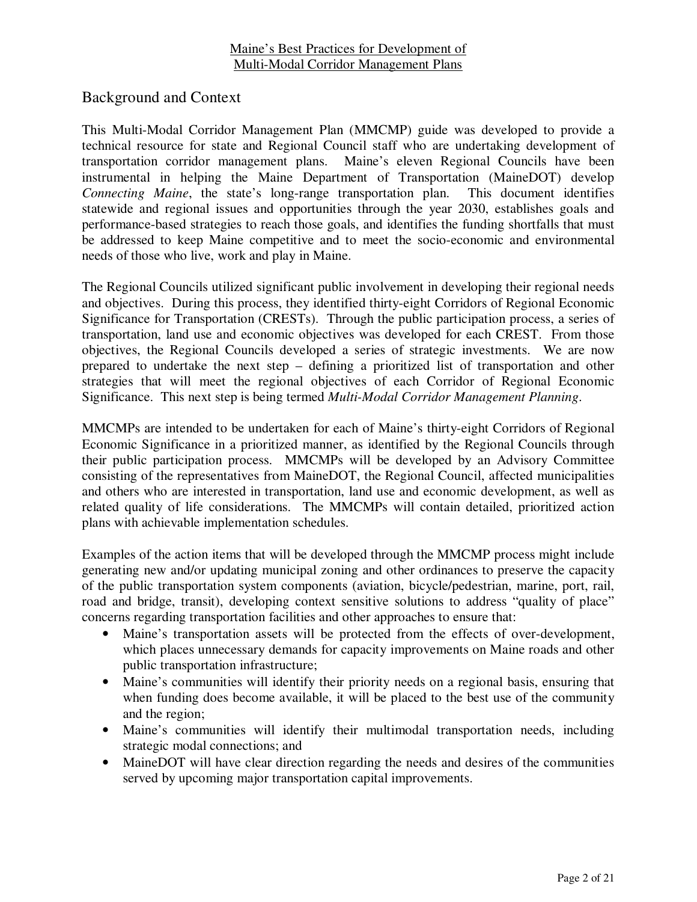## Background and Context

This Multi-Modal Corridor Management Plan (MMCMP) guide was developed to provide a technical resource for state and Regional Council staff who are undertaking development of transportation corridor management plans. Maine's eleven Regional Councils have been instrumental in helping the Maine Department of Transportation (MaineDOT) develop *Connecting Maine*, the state's long-range transportation plan. This document identifies statewide and regional issues and opportunities through the year 2030, establishes goals and performance-based strategies to reach those goals, and identifies the funding shortfalls that must be addressed to keep Maine competitive and to meet the socio-economic and environmental needs of those who live, work and play in Maine.

The Regional Councils utilized significant public involvement in developing their regional needs and objectives. During this process, they identified thirty-eight Corridors of Regional Economic Significance for Transportation (CRESTs). Through the public participation process, a series of transportation, land use and economic objectives was developed for each CREST. From those objectives, the Regional Councils developed a series of strategic investments. We are now prepared to undertake the next step – defining a prioritized list of transportation and other strategies that will meet the regional objectives of each Corridor of Regional Economic Significance. This next step is being termed *Multi-Modal Corridor Management Planning*.

MMCMPs are intended to be undertaken for each of Maine's thirty-eight Corridors of Regional Economic Significance in a prioritized manner, as identified by the Regional Councils through their public participation process. MMCMPs will be developed by an Advisory Committee consisting of the representatives from MaineDOT, the Regional Council, affected municipalities and others who are interested in transportation, land use and economic development, as well as related quality of life considerations. The MMCMPs will contain detailed, prioritized action plans with achievable implementation schedules.

Examples of the action items that will be developed through the MMCMP process might include generating new and/or updating municipal zoning and other ordinances to preserve the capacity of the public transportation system components (aviation, bicycle/pedestrian, marine, port, rail, road and bridge, transit), developing context sensitive solutions to address "quality of place" concerns regarding transportation facilities and other approaches to ensure that:

- Maine's transportation assets will be protected from the effects of over-development, which places unnecessary demands for capacity improvements on Maine roads and other public transportation infrastructure;
- Maine's communities will identify their priority needs on a regional basis, ensuring that when funding does become available, it will be placed to the best use of the community and the region;
- Maine's communities will identify their multimodal transportation needs, including strategic modal connections; and
- MaineDOT will have clear direction regarding the needs and desires of the communities served by upcoming major transportation capital improvements.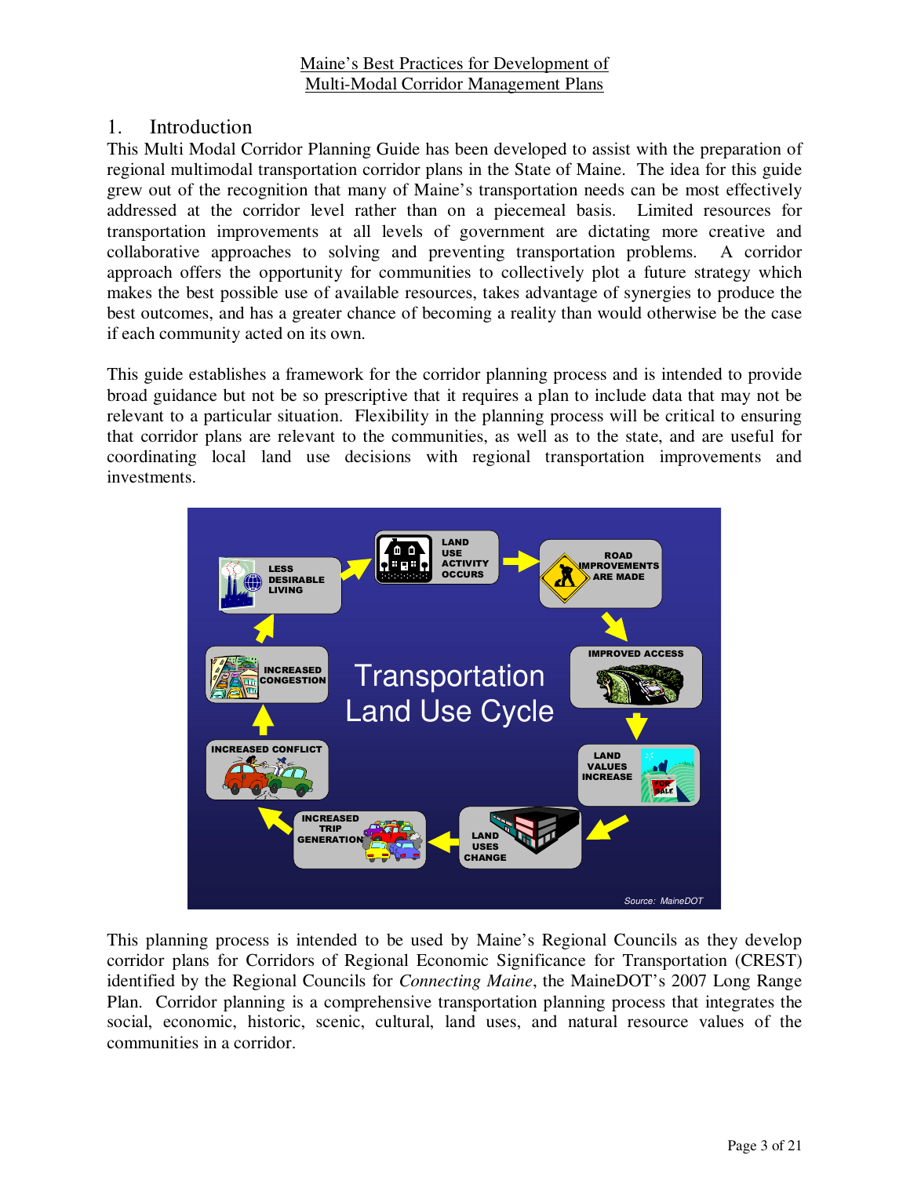# 1. Introduction

This Multi Modal Corridor Planning Guide has been developed to assist with the preparation of regional multimodal transportation corridor plans in the State of Maine. The idea for this guide grew out of the recognition that many of Maine's transportation needs can be most effectively addressed at the corridor level rather than on a piecemeal basis. Limited resources for transportation improvements at all levels of government are dictating more creative and collaborative approaches to solving and preventing transportation problems. A corridor approach offers the opportunity for communities to collectively plot a future strategy which makes the best possible use of available resources, takes advantage of synergies to produce the best outcomes, and has a greater chance of becoming a reality than would otherwise be the case if each community acted on its own.

This guide establishes a framework for the corridor planning process and is intended to provide broad guidance but not be so prescriptive that it requires a plan to include data that may not be relevant to a particular situation. Flexibility in the planning process will be critical to ensuring that corridor plans are relevant to the communities, as well as to the state, and are useful for coordinating local land use decisions with regional transportation improvements and investments.

This planning process is intended to be used by Maine's Regional Councils as they develop corridor plans for Corridors of Regional Economic Significance for Transportation (CREST) identified by the Regional Councils for *Connecting Maine*, the MaineDOT's 2007 Long Range Plan. Corridor planning is a comprehensive transportation planning process that integrates the social, economic, historic, scenic, cultural, land uses, and natural resource values of the communities in a corridor.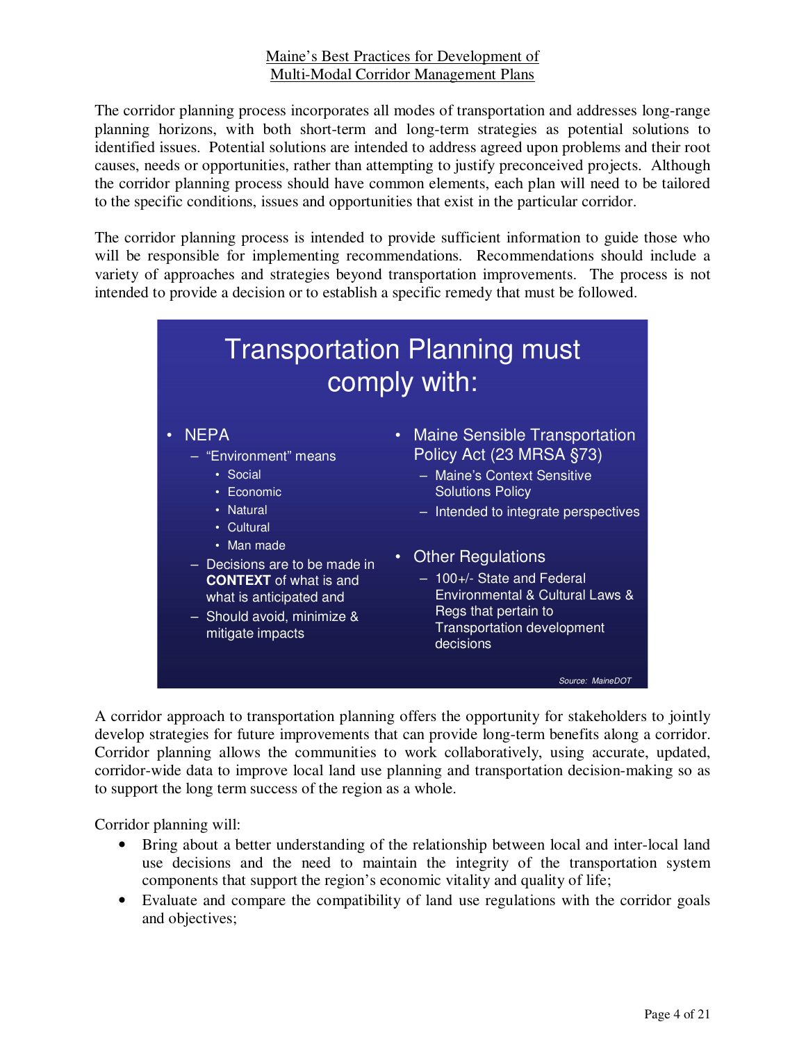The corridor planning process incorporates all modes of transportation and addresses long-range planning horizons, with both short-term and long-term strategies as potential solutions to identified issues. Potential solutions are intended to address agreed upon problems and their root causes, needs or opportunities, rather than attempting to justify preconceived projects. Although the corridor planning process should have common elements, each plan will need to be tailored to the specific conditions, issues and opportunities that exist in the particular corridor.

The corridor planning process is intended to provide sufficient information to guide those who will be responsible for implementing recommendations. Recommendations should include a variety of approaches and strategies beyond transportation improvements. The process is not intended to provide a decision or to establish a specific remedy that must be followed.

## Transportation Planning must comply with:

- NEPA
  - "Environment" means
    - Social
    - Economic
    - Natural
    - Cultural
    - Man made
  - Decisions are to be made in **CONTEXT** of what is and what is anticipated and
  - Should avoid, minimize & mitigate impacts
- Maine Sensible Transportation Policy Act (23 MRSA §73)
  - Maine's Context Sensitive Solutions Policy
  - Intended to integrate perspectives
- Other Regulations
  - 100+/- State and Federal Environmental & Cultural Laws & Regs that pertain to Transportation development decisions

*Source: MaineDOT*

A corridor approach to transportation planning offers the opportunity for stakeholders to jointly develop strategies for future improvements that can provide long-term benefits along a corridor. Corridor planning allows the communities to work collaboratively, using accurate, updated, corridor-wide data to improve local land use planning and transportation decision-making so as to support the long term success of the region as a whole.

Corridor planning will:

- Bring about a better understanding of the relationship between local and inter-local land use decisions and the need to maintain the integrity of the transportation system components that support the region's economic vitality and quality of life;
- Evaluate and compare the compatibility of land use regulations with the corridor goals and objectives;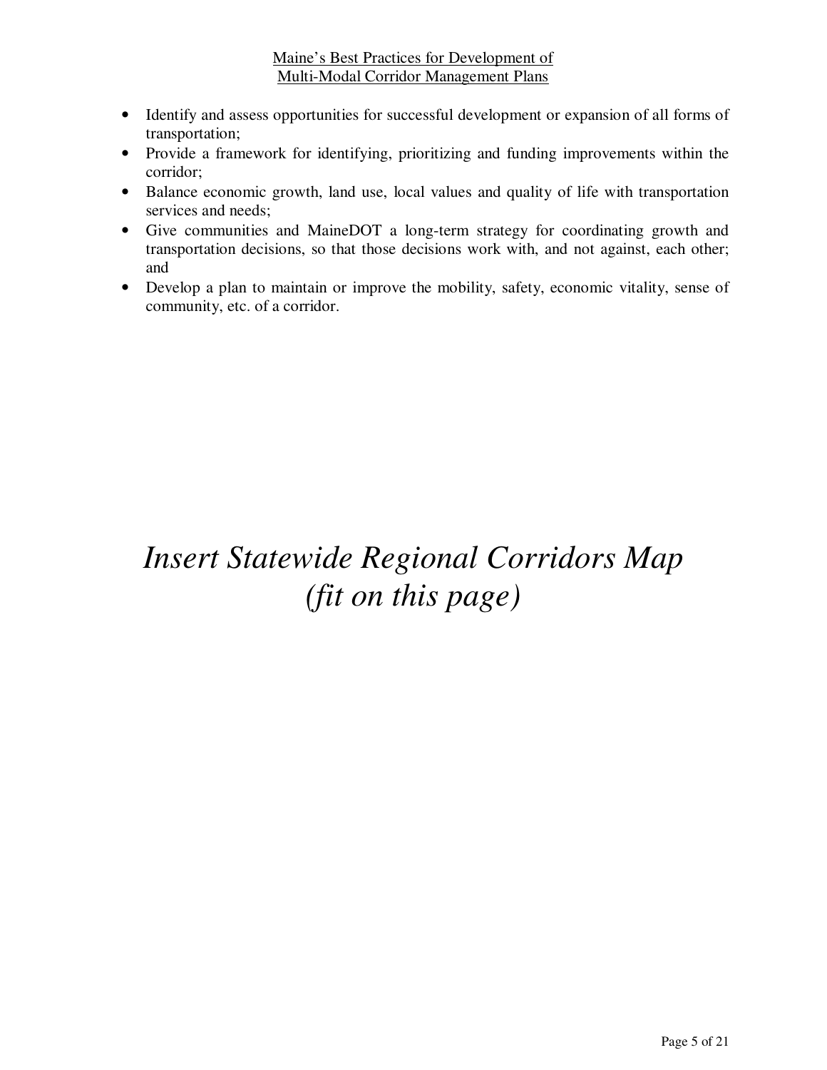- Identify and assess opportunities for successful development or expansion of all forms of transportation;
- Provide a framework for identifying, prioritizing and funding improvements within the corridor;
- Balance economic growth, land use, local values and quality of life with transportation services and needs;
- Give communities and MaineDOT a long-term strategy for coordinating growth and transportation decisions, so that those decisions work with, and not against, each other; and
- Develop a plan to maintain or improve the mobility, safety, economic vitality, sense of community, etc. of a corridor.

*Insert Statewide Regional Corridors Map (fit on this page)*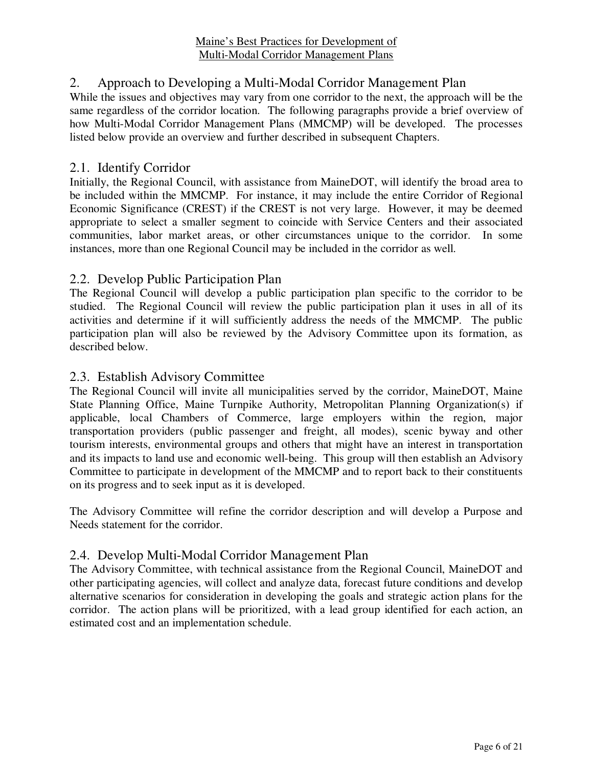## 2. Approach to Developing a Multi-Modal Corridor Management Plan

While the issues and objectives may vary from one corridor to the next, the approach will be the same regardless of the corridor location. The following paragraphs provide a brief overview of how Multi-Modal Corridor Management Plans (MMCMP) will be developed. The processes listed below provide an overview and further described in subsequent Chapters.

### 2.1. Identify Corridor

Initially, the Regional Council, with assistance from MaineDOT, will identify the broad area to be included within the MMCMP. For instance, it may include the entire Corridor of Regional Economic Significance (CREST) if the CREST is not very large. However, it may be deemed appropriate to select a smaller segment to coincide with Service Centers and their associated communities, labor market areas, or other circumstances unique to the corridor. In some instances, more than one Regional Council may be included in the corridor as well.

### 2.2. Develop Public Participation Plan

The Regional Council will develop a public participation plan specific to the corridor to be studied. The Regional Council will review the public participation plan it uses in all of its activities and determine if it will sufficiently address the needs of the MMCMP. The public participation plan will also be reviewed by the Advisory Committee upon its formation, as described below.

### 2.3. Establish Advisory Committee

The Regional Council will invite all municipalities served by the corridor, MaineDOT, Maine State Planning Office, Maine Turnpike Authority, Metropolitan Planning Organization(s) if applicable, local Chambers of Commerce, large employers within the region, major transportation providers (public passenger and freight, all modes), scenic byway and other tourism interests, environmental groups and others that might have an interest in transportation and its impacts to land use and economic well-being. This group will then establish an Advisory Committee to participate in development of the MMCMP and to report back to their constituents on its progress and to seek input as it is developed.

The Advisory Committee will refine the corridor description and will develop a Purpose and Needs statement for the corridor.

### 2.4. Develop Multi-Modal Corridor Management Plan

The Advisory Committee, with technical assistance from the Regional Council, MaineDOT and other participating agencies, will collect and analyze data, forecast future conditions and develop alternative scenarios for consideration in developing the goals and strategic action plans for the corridor. The action plans will be prioritized, with a lead group identified for each action, an estimated cost and an implementation schedule.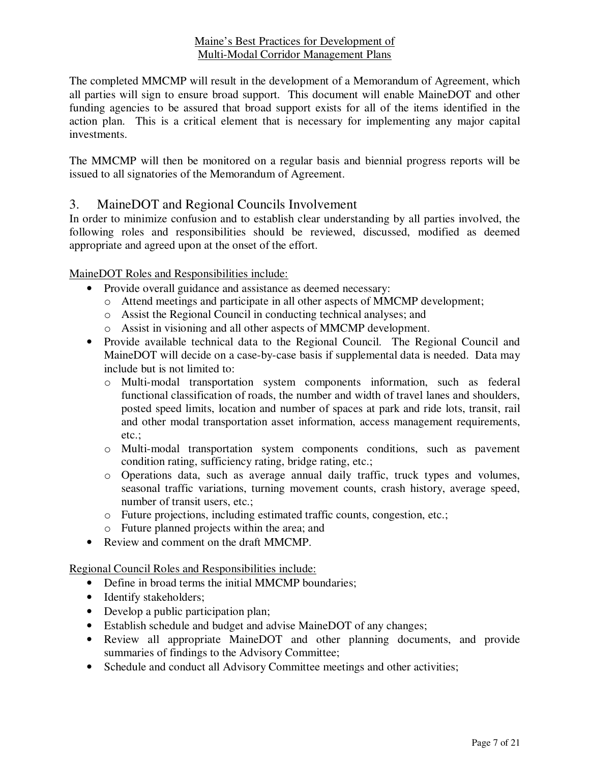The completed MMCMP will result in the development of a Memorandum of Agreement, which all parties will sign to ensure broad support. This document will enable MaineDOT and other funding agencies to be assured that broad support exists for all of the items identified in the action plan. This is a critical element that is necessary for implementing any major capital investments.

The MMCMP will then be monitored on a regular basis and biennial progress reports will be issued to all signatories of the Memorandum of Agreement.

## 3. MaineDOT and Regional Councils Involvement

In order to minimize confusion and to establish clear understanding by all parties involved, the following roles and responsibilities should be reviewed, discussed, modified as deemed appropriate and agreed upon at the onset of the effort.

MaineDOT Roles and Responsibilities include:

- Provide overall guidance and assistance as deemed necessary:
  - Attend meetings and participate in all other aspects of MMCMP development;
  - Assist the Regional Council in conducting technical analyses; and
  - Assist in visioning and all other aspects of MMCMP development.
- Provide available technical data to the Regional Council. The Regional Council and MaineDOT will decide on a case-by-case basis if supplemental data is needed. Data may include but is not limited to:
  - Multi-modal transportation system components information, such as federal functional classification of roads, the number and width of travel lanes and shoulders, posted speed limits, location and number of spaces at park and ride lots, transit, rail and other modal transportation asset information, access management requirements, etc.;
  - Multi-modal transportation system components conditions, such as pavement condition rating, sufficiency rating, bridge rating, etc.;
  - Operations data, such as average annual daily traffic, truck types and volumes, seasonal traffic variations, turning movement counts, crash history, average speed, number of transit users, etc.;
  - Future projections, including estimated traffic counts, congestion, etc.;
  - Future planned projects within the area; and
- Review and comment on the draft MMCMP.

Regional Council Roles and Responsibilities include:

- Define in broad terms the initial MMCMP boundaries;
- Identify stakeholders;
- Develop a public participation plan;
- Establish schedule and budget and advise MaineDOT of any changes;
- Review all appropriate MaineDOT and other planning documents, and provide summaries of findings to the Advisory Committee;
- Schedule and conduct all Advisory Committee meetings and other activities;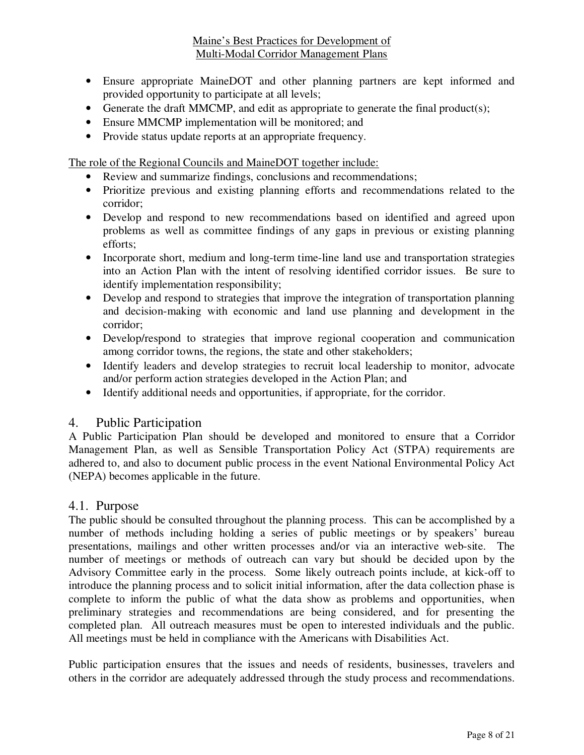- Ensure appropriate MaineDOT and other planning partners are kept informed and provided opportunity to participate at all levels;
- Generate the draft MMCMP, and edit as appropriate to generate the final product(s);
- Ensure MMCMP implementation will be monitored; and
- Provide status update reports at an appropriate frequency.

The role of the Regional Councils and MaineDOT together include:

- Review and summarize findings, conclusions and recommendations;
- Prioritize previous and existing planning efforts and recommendations related to the corridor;
- Develop and respond to new recommendations based on identified and agreed upon problems as well as committee findings of any gaps in previous or existing planning efforts;
- Incorporate short, medium and long-term time-line land use and transportation strategies into an Action Plan with the intent of resolving identified corridor issues. Be sure to identify implementation responsibility;
- Develop and respond to strategies that improve the integration of transportation planning and decision-making with economic and land use planning and development in the corridor;
- Develop/respond to strategies that improve regional cooperation and communication among corridor towns, the regions, the state and other stakeholders;
- Identify leaders and develop strategies to recruit local leadership to monitor, advocate and/or perform action strategies developed in the Action Plan; and
- Identify additional needs and opportunities, if appropriate, for the corridor.

## 4. Public Participation

A Public Participation Plan should be developed and monitored to ensure that a Corridor Management Plan, as well as Sensible Transportation Policy Act (STPA) requirements are adhered to, and also to document public process in the event National Environmental Policy Act (NEPA) becomes applicable in the future.

### 4.1. Purpose

The public should be consulted throughout the planning process. This can be accomplished by a number of methods including holding a series of public meetings or by speakers' bureau presentations, mailings and other written processes and/or via an interactive web-site. The number of meetings or methods of outreach can vary but should be decided upon by the Advisory Committee early in the process. Some likely outreach points include, at kick-off to introduce the planning process and to solicit initial information, after the data collection phase is complete to inform the public of what the data show as problems and opportunities, when preliminary strategies and recommendations are being considered, and for presenting the completed plan. All outreach measures must be open to interested individuals and the public. All meetings must be held in compliance with the Americans with Disabilities Act.

Public participation ensures that the issues and needs of residents, businesses, travelers and others in the corridor are adequately addressed through the study process and recommendations.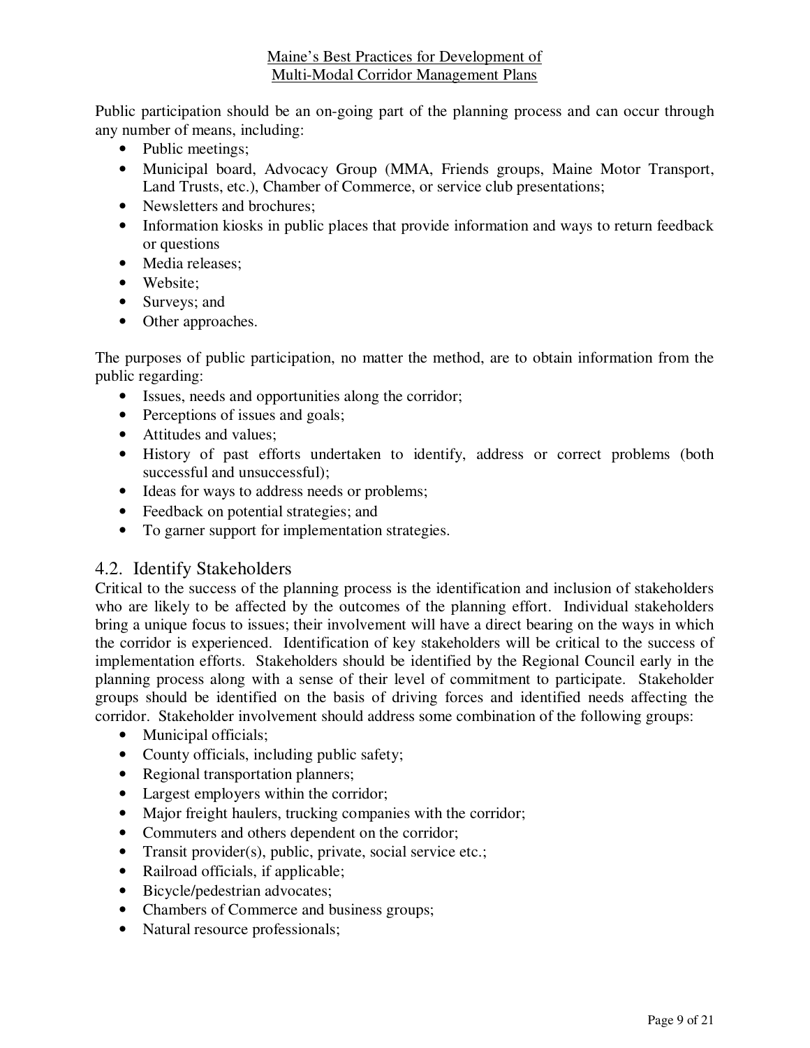Public participation should be an on-going part of the planning process and can occur through any number of means, including:

- Public meetings;
- Municipal board, Advocacy Group (MMA, Friends groups, Maine Motor Transport, Land Trusts, etc.), Chamber of Commerce, or service club presentations;
- Newsletters and brochures;
- Information kiosks in public places that provide information and ways to return feedback or questions
- Media releases;
- Website;
- Surveys; and
- Other approaches.

The purposes of public participation, no matter the method, are to obtain information from the public regarding:

- Issues, needs and opportunities along the corridor;
- Perceptions of issues and goals;
- Attitudes and values;
- History of past efforts undertaken to identify, address or correct problems (both successful and unsuccessful);
- Ideas for ways to address needs or problems;
- Feedback on potential strategies; and
- To garner support for implementation strategies.

## 4.2. Identify Stakeholders

Critical to the success of the planning process is the identification and inclusion of stakeholders who are likely to be affected by the outcomes of the planning effort. Individual stakeholders bring a unique focus to issues; their involvement will have a direct bearing on the ways in which the corridor is experienced. Identification of key stakeholders will be critical to the success of implementation efforts. Stakeholders should be identified by the Regional Council early in the planning process along with a sense of their level of commitment to participate. Stakeholder groups should be identified on the basis of driving forces and identified needs affecting the corridor. Stakeholder involvement should address some combination of the following groups:

- Municipal officials;
- County officials, including public safety;
- Regional transportation planners;
- Largest employers within the corridor;
- Major freight haulers, trucking companies with the corridor;
- Commuters and others dependent on the corridor;
- Transit provider(s), public, private, social service etc.;
- Railroad officials, if applicable;
- Bicycle/pedestrian advocates;
- Chambers of Commerce and business groups;
- Natural resource professionals;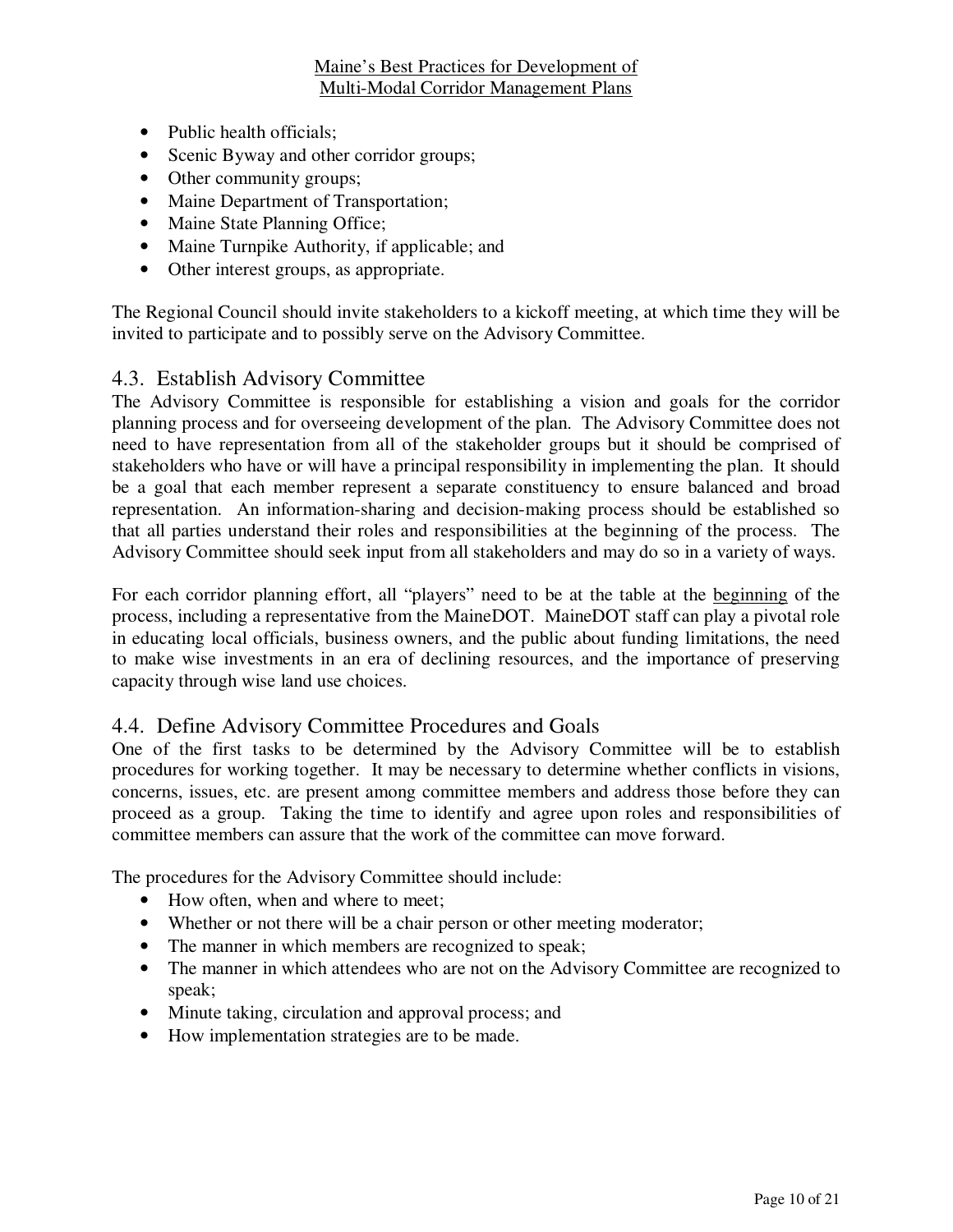- Public health officials;
- Scenic Byway and other corridor groups;
- Other community groups;
- Maine Department of Transportation;
- Maine State Planning Office;
- Maine Turnpike Authority, if applicable; and
- Other interest groups, as appropriate.

The Regional Council should invite stakeholders to a kickoff meeting, at which time they will be invited to participate and to possibly serve on the Advisory Committee.

## 4.3. Establish Advisory Committee

The Advisory Committee is responsible for establishing a vision and goals for the corridor planning process and for overseeing development of the plan. The Advisory Committee does not need to have representation from all of the stakeholder groups but it should be comprised of stakeholders who have or will have a principal responsibility in implementing the plan. It should be a goal that each member represent a separate constituency to ensure balanced and broad representation. An information-sharing and decision-making process should be established so that all parties understand their roles and responsibilities at the beginning of the process. The Advisory Committee should seek input from all stakeholders and may do so in a variety of ways.

For each corridor planning effort, all "players" need to be at the table at the beginning of the process, including a representative from the MaineDOT. MaineDOT staff can play a pivotal role in educating local officials, business owners, and the public about funding limitations, the need to make wise investments in an era of declining resources, and the importance of preserving capacity through wise land use choices.

## 4.4. Define Advisory Committee Procedures and Goals

One of the first tasks to be determined by the Advisory Committee will be to establish procedures for working together. It may be necessary to determine whether conflicts in visions, concerns, issues, etc. are present among committee members and address those before they can proceed as a group. Taking the time to identify and agree upon roles and responsibilities of committee members can assure that the work of the committee can move forward.

The procedures for the Advisory Committee should include:

- How often, when and where to meet;
- Whether or not there will be a chair person or other meeting moderator;
- The manner in which members are recognized to speak;
- The manner in which attendees who are not on the Advisory Committee are recognized to speak;
- Minute taking, circulation and approval process; and
- How implementation strategies are to be made.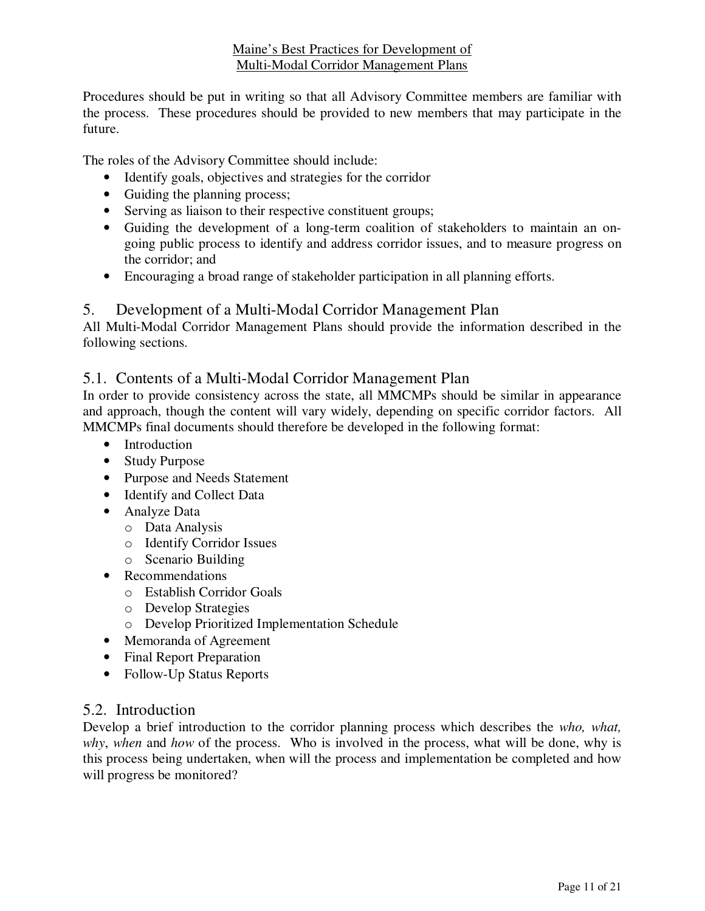Procedures should be put in writing so that all Advisory Committee members are familiar with the process. These procedures should be provided to new members that may participate in the future.

The roles of the Advisory Committee should include:

- Identify goals, objectives and strategies for the corridor
- Guiding the planning process;
- Serving as liaison to their respective constituent groups;
- Guiding the development of a long-term coalition of stakeholders to maintain an on-going public process to identify and address corridor issues, and to measure progress on the corridor; and
- Encouraging a broad range of stakeholder participation in all planning efforts.

## 5. Development of a Multi-Modal Corridor Management Plan

All Multi-Modal Corridor Management Plans should provide the information described in the following sections.

### 5.1. Contents of a Multi-Modal Corridor Management Plan

In order to provide consistency across the state, all MMCMPs should be similar in appearance and approach, though the content will vary widely, depending on specific corridor factors. All MMCMPs final documents should therefore be developed in the following format:

- Introduction
- Study Purpose
- Purpose and Needs Statement
- Identify and Collect Data
- Analyze Data
  - Data Analysis
  - Identify Corridor Issues
  - Scenario Building
- Recommendations
  - Establish Corridor Goals
  - Develop Strategies
  - Develop Prioritized Implementation Schedule
- Memoranda of Agreement
- Final Report Preparation
- Follow-Up Status Reports

### 5.2. Introduction

Develop a brief introduction to the corridor planning process which describes the *who, what, why*, *when* and *how* of the process. Who is involved in the process, what will be done, why is this process being undertaken, when will the process and implementation be completed and how will progress be monitored?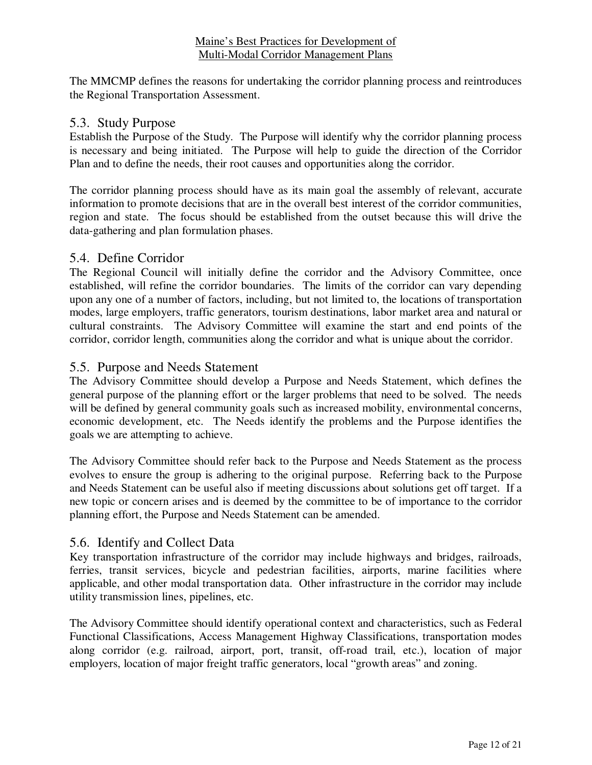The MMCMP defines the reasons for undertaking the corridor planning process and reintroduces the Regional Transportation Assessment.

## 5.3. Study Purpose

Establish the Purpose of the Study. The Purpose will identify why the corridor planning process is necessary and being initiated. The Purpose will help to guide the direction of the Corridor Plan and to define the needs, their root causes and opportunities along the corridor.

The corridor planning process should have as its main goal the assembly of relevant, accurate information to promote decisions that are in the overall best interest of the corridor communities, region and state. The focus should be established from the outset because this will drive the data-gathering and plan formulation phases.

## 5.4. Define Corridor

The Regional Council will initially define the corridor and the Advisory Committee, once established, will refine the corridor boundaries. The limits of the corridor can vary depending upon any one of a number of factors, including, but not limited to, the locations of transportation modes, large employers, traffic generators, tourism destinations, labor market area and natural or cultural constraints. The Advisory Committee will examine the start and end points of the corridor, corridor length, communities along the corridor and what is unique about the corridor.

## 5.5. Purpose and Needs Statement

The Advisory Committee should develop a Purpose and Needs Statement, which defines the general purpose of the planning effort or the larger problems that need to be solved. The needs will be defined by general community goals such as increased mobility, environmental concerns, economic development, etc. The Needs identify the problems and the Purpose identifies the goals we are attempting to achieve.

The Advisory Committee should refer back to the Purpose and Needs Statement as the process evolves to ensure the group is adhering to the original purpose. Referring back to the Purpose and Needs Statement can be useful also if meeting discussions about solutions get off target. If a new topic or concern arises and is deemed by the committee to be of importance to the corridor planning effort, the Purpose and Needs Statement can be amended.

## 5.6. Identify and Collect Data

Key transportation infrastructure of the corridor may include highways and bridges, railroads, ferries, transit services, bicycle and pedestrian facilities, airports, marine facilities where applicable, and other modal transportation data. Other infrastructure in the corridor may include utility transmission lines, pipelines, etc.

The Advisory Committee should identify operational context and characteristics, such as Federal Functional Classifications, Access Management Highway Classifications, transportation modes along corridor (e.g. railroad, airport, port, transit, off-road trail, etc.), location of major employers, location of major freight traffic generators, local "growth areas" and zoning.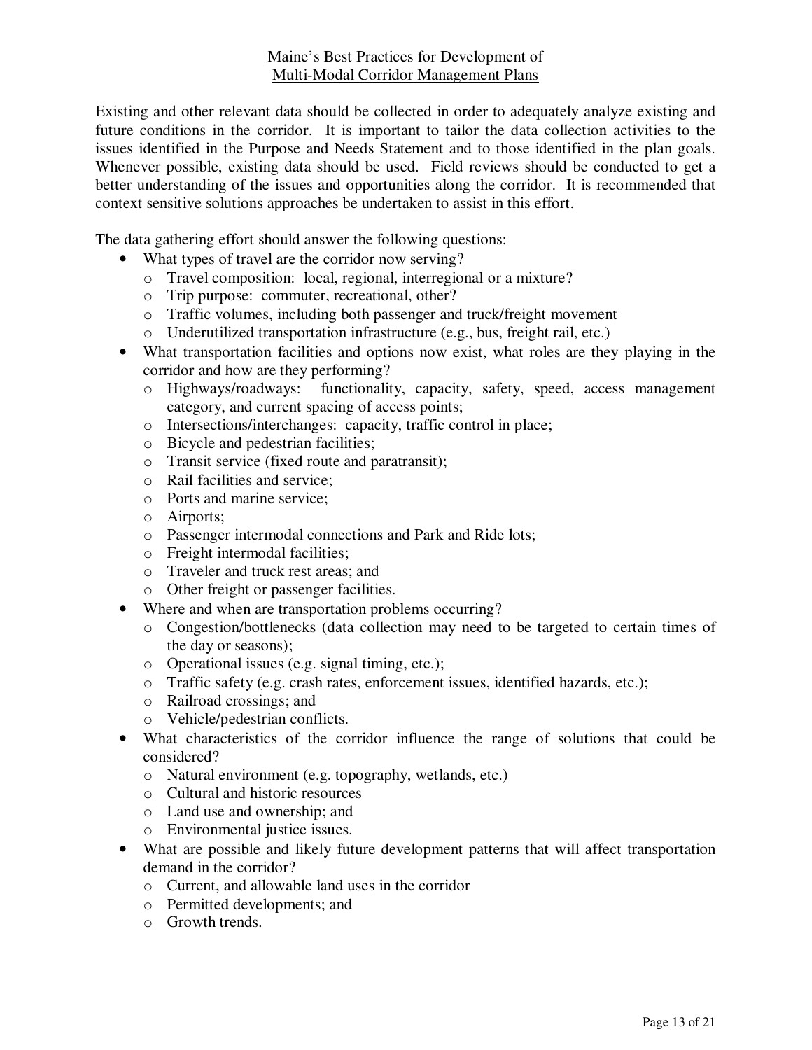Existing and other relevant data should be collected in order to adequately analyze existing and future conditions in the corridor. It is important to tailor the data collection activities to the issues identified in the Purpose and Needs Statement and to those identified in the plan goals. Whenever possible, existing data should be used. Field reviews should be conducted to get a better understanding of the issues and opportunities along the corridor. It is recommended that context sensitive solutions approaches be undertaken to assist in this effort.

The data gathering effort should answer the following questions:

- What types of travel are the corridor now serving?
  - Travel composition: local, regional, interregional or a mixture?
  - Trip purpose: commuter, recreational, other?
  - Traffic volumes, including both passenger and truck/freight movement
  - Underutilized transportation infrastructure (e.g., bus, freight rail, etc.)
- What transportation facilities and options now exist, what roles are they playing in the corridor and how are they performing?
  - Highways/roadways: functionality, capacity, safety, speed, access management category, and current spacing of access points;
  - Intersections/interchanges: capacity, traffic control in place;
  - Bicycle and pedestrian facilities;
  - Transit service (fixed route and paratransit);
  - Rail facilities and service;
  - Ports and marine service;
  - Airports;
  - Passenger intermodal connections and Park and Ride lots;
  - Freight intermodal facilities;
  - Traveler and truck rest areas; and
  - Other freight or passenger facilities.
- Where and when are transportation problems occurring?
  - Congestion/bottlenecks (data collection may need to be targeted to certain times of the day or seasons);
  - Operational issues (e.g. signal timing, etc.);
  - Traffic safety (e.g. crash rates, enforcement issues, identified hazards, etc.);
  - Railroad crossings; and
  - Vehicle/pedestrian conflicts.
- What characteristics of the corridor influence the range of solutions that could be considered?
  - Natural environment (e.g. topography, wetlands, etc.)
  - Cultural and historic resources
  - Land use and ownership; and
  - Environmental justice issues.
- What are possible and likely future development patterns that will affect transportation demand in the corridor?
  - Current, and allowable land uses in the corridor
  - Permitted developments; and
  - Growth trends.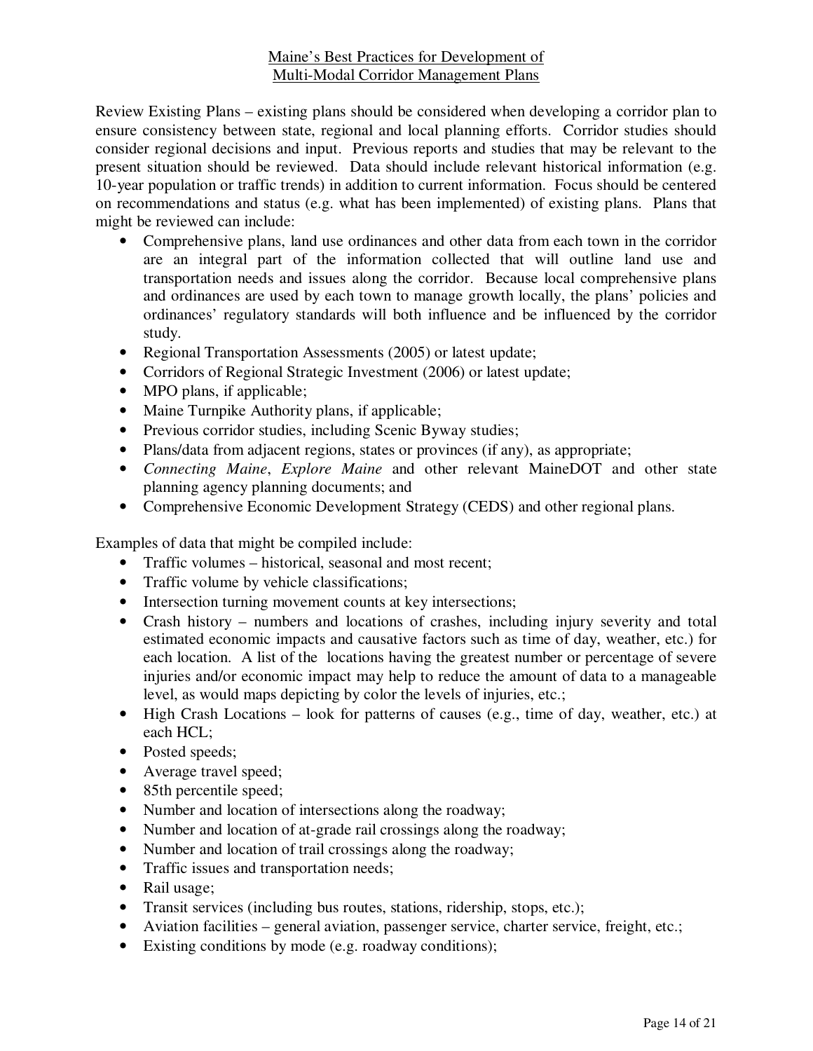Review Existing Plans – existing plans should be considered when developing a corridor plan to ensure consistency between state, regional and local planning efforts. Corridor studies should consider regional decisions and input. Previous reports and studies that may be relevant to the present situation should be reviewed. Data should include relevant historical information (e.g. 10-year population or traffic trends) in addition to current information. Focus should be centered on recommendations and status (e.g. what has been implemented) of existing plans. Plans that might be reviewed can include:

- Comprehensive plans, land use ordinances and other data from each town in the corridor are an integral part of the information collected that will outline land use and transportation needs and issues along the corridor. Because local comprehensive plans and ordinances are used by each town to manage growth locally, the plans' policies and ordinances' regulatory standards will both influence and be influenced by the corridor study.
- Regional Transportation Assessments (2005) or latest update;
- Corridors of Regional Strategic Investment (2006) or latest update;
- MPO plans, if applicable;
- Maine Turnpike Authority plans, if applicable;
- Previous corridor studies, including Scenic Byway studies;
- Plans/data from adjacent regions, states or provinces (if any), as appropriate;
- *Connecting Maine*, *Explore Maine* and other relevant MaineDOT and other state planning agency planning documents; and
- Comprehensive Economic Development Strategy (CEDS) and other regional plans.

Examples of data that might be compiled include:

- Traffic volumes – historical, seasonal and most recent;
- Traffic volume by vehicle classifications;
- Intersection turning movement counts at key intersections;
- Crash history – numbers and locations of crashes, including injury severity and total estimated economic impacts and causative factors such as time of day, weather, etc.) for each location. A list of the locations having the greatest number or percentage of severe injuries and/or economic impact may help to reduce the amount of data to a manageable level, as would maps depicting by color the levels of injuries, etc.;
- High Crash Locations – look for patterns of causes (e.g., time of day, weather, etc.) at each HCL;
- Posted speeds;
- Average travel speed;
- 85th percentile speed;
- Number and location of intersections along the roadway;
- Number and location of at-grade rail crossings along the roadway;
- Number and location of trail crossings along the roadway;
- Traffic issues and transportation needs;
- Rail usage;
- Transit services (including bus routes, stations, ridership, stops, etc.);
- Aviation facilities – general aviation, passenger service, charter service, freight, etc.;
- Existing conditions by mode (e.g. roadway conditions);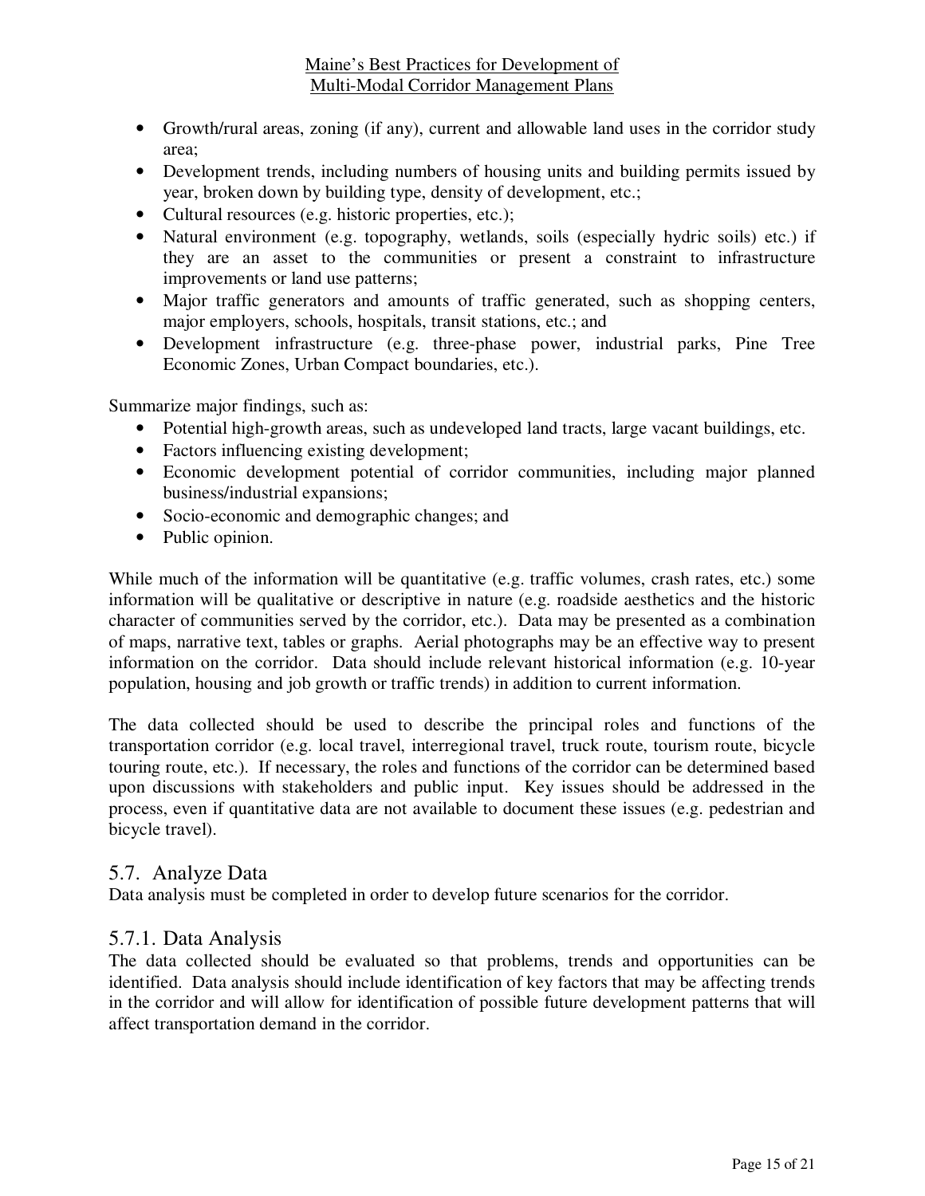- Growth/rural areas, zoning (if any), current and allowable land uses in the corridor study area;
- Development trends, including numbers of housing units and building permits issued by year, broken down by building type, density of development, etc.;
- Cultural resources (e.g. historic properties, etc.);
- Natural environment (e.g. topography, wetlands, soils (especially hydric soils) etc.) if they are an asset to the communities or present a constraint to infrastructure improvements or land use patterns;
- Major traffic generators and amounts of traffic generated, such as shopping centers, major employers, schools, hospitals, transit stations, etc.; and
- Development infrastructure (e.g. three-phase power, industrial parks, Pine Tree Economic Zones, Urban Compact boundaries, etc.).

Summarize major findings, such as:

- Potential high-growth areas, such as undeveloped land tracts, large vacant buildings, etc.
- Factors influencing existing development;
- Economic development potential of corridor communities, including major planned business/industrial expansions;
- Socio-economic and demographic changes; and
- Public opinion.

While much of the information will be quantitative (e.g. traffic volumes, crash rates, etc.) some information will be qualitative or descriptive in nature (e.g. roadside aesthetics and the historic character of communities served by the corridor, etc.). Data may be presented as a combination of maps, narrative text, tables or graphs. Aerial photographs may be an effective way to present information on the corridor. Data should include relevant historical information (e.g. 10-year population, housing and job growth or traffic trends) in addition to current information.

The data collected should be used to describe the principal roles and functions of the transportation corridor (e.g. local travel, interregional travel, truck route, tourism route, bicycle touring route, etc.). If necessary, the roles and functions of the corridor can be determined based upon discussions with stakeholders and public input. Key issues should be addressed in the process, even if quantitative data are not available to document these issues (e.g. pedestrian and bicycle travel).

## 5.7. Analyze Data

Data analysis must be completed in order to develop future scenarios for the corridor.

### 5.7.1. Data Analysis

The data collected should be evaluated so that problems, trends and opportunities can be identified. Data analysis should include identification of key factors that may be affecting trends in the corridor and will allow for identification of possible future development patterns that will affect transportation demand in the corridor.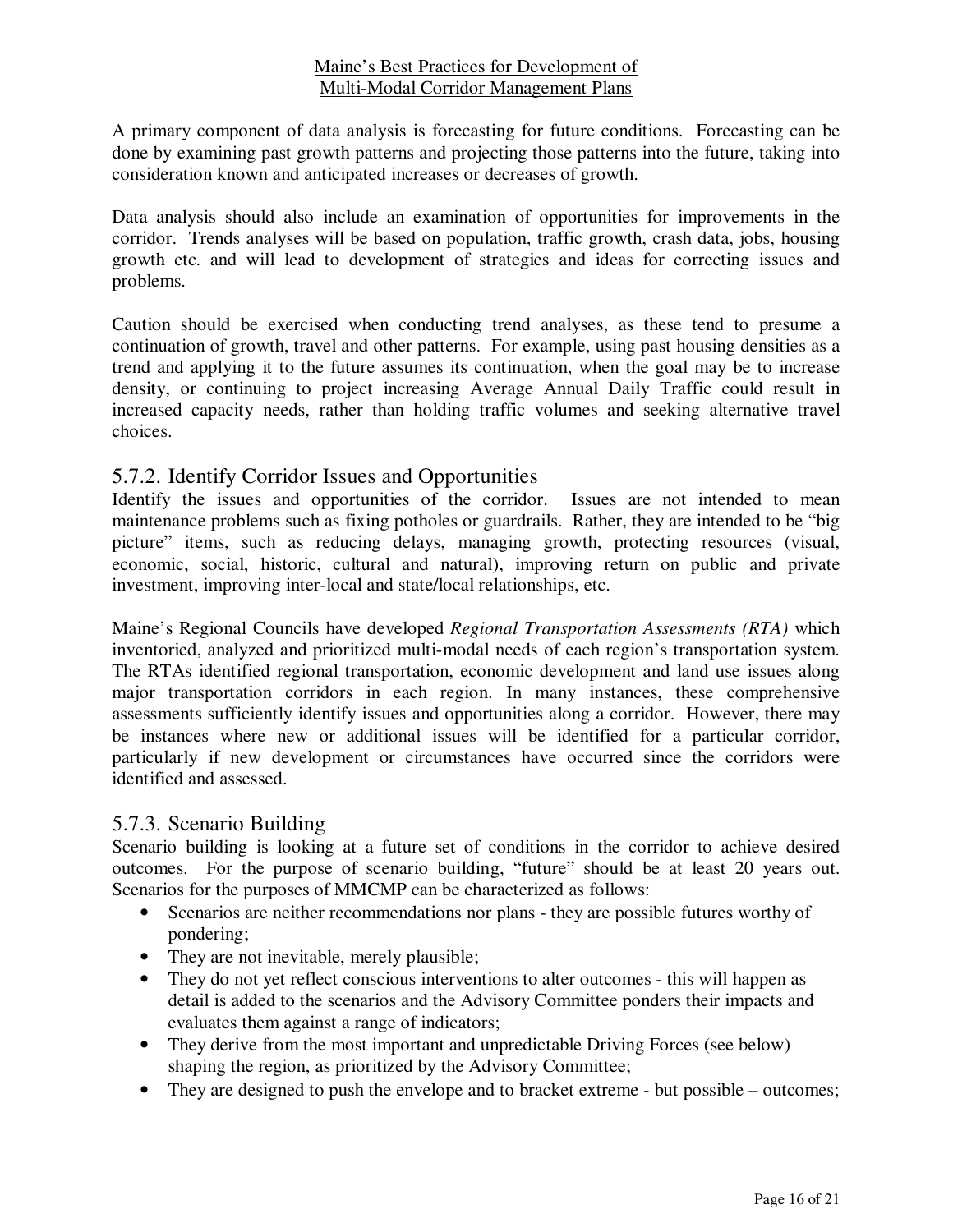A primary component of data analysis is forecasting for future conditions. Forecasting can be done by examining past growth patterns and projecting those patterns into the future, taking into consideration known and anticipated increases or decreases of growth.

Data analysis should also include an examination of opportunities for improvements in the corridor. Trends analyses will be based on population, traffic growth, crash data, jobs, housing growth etc. and will lead to development of strategies and ideas for correcting issues and problems.

Caution should be exercised when conducting trend analyses, as these tend to presume a continuation of growth, travel and other patterns. For example, using past housing densities as a trend and applying it to the future assumes its continuation, when the goal may be to increase density, or continuing to project increasing Average Annual Daily Traffic could result in increased capacity needs, rather than holding traffic volumes and seeking alternative travel choices.

## 5.7.2. Identify Corridor Issues and Opportunities

Identify the issues and opportunities of the corridor. Issues are not intended to mean maintenance problems such as fixing potholes or guardrails. Rather, they are intended to be "big picture" items, such as reducing delays, managing growth, protecting resources (visual, economic, social, historic, cultural and natural), improving return on public and private investment, improving inter-local and state/local relationships, etc.

Maine's Regional Councils have developed *Regional Transportation Assessments (RTA)* which inventoried, analyzed and prioritized multi-modal needs of each region's transportation system. The RTAs identified regional transportation, economic development and land use issues along major transportation corridors in each region. In many instances, these comprehensive assessments sufficiently identify issues and opportunities along a corridor. However, there may be instances where new or additional issues will be identified for a particular corridor, particularly if new development or circumstances have occurred since the corridors were identified and assessed.

## 5.7.3. Scenario Building

Scenario building is looking at a future set of conditions in the corridor to achieve desired outcomes. For the purpose of scenario building, "future" should be at least 20 years out. Scenarios for the purposes of MMCMP can be characterized as follows:

- Scenarios are neither recommendations nor plans - they are possible futures worthy of pondering;
- They are not inevitable, merely plausible;
- They do not yet reflect conscious interventions to alter outcomes - this will happen as detail is added to the scenarios and the Advisory Committee ponders their impacts and evaluates them against a range of indicators;
- They derive from the most important and unpredictable Driving Forces (see below) shaping the region, as prioritized by the Advisory Committee;
- They are designed to push the envelope and to bracket extreme - but possible – outcomes;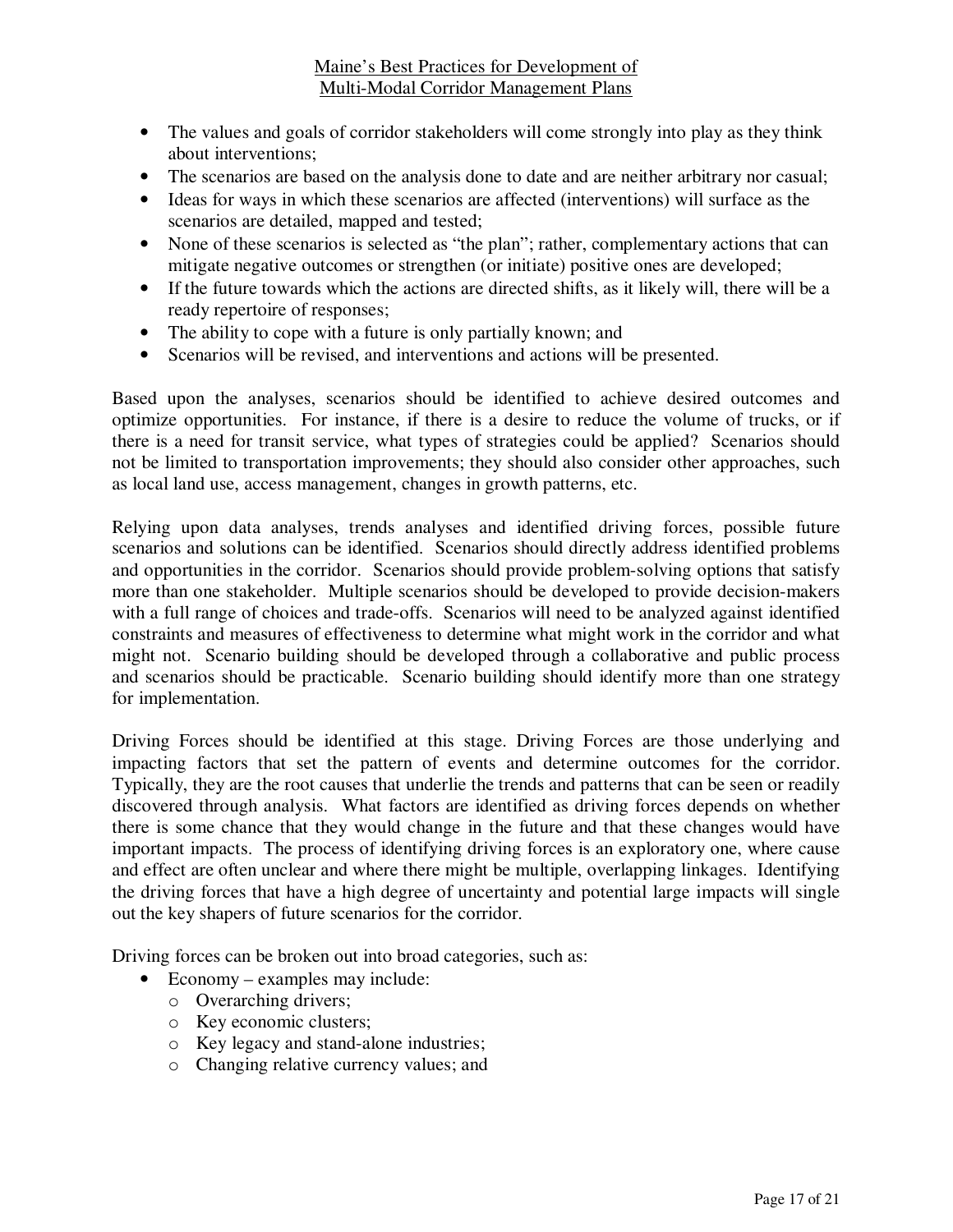- The values and goals of corridor stakeholders will come strongly into play as they think about interventions;
- The scenarios are based on the analysis done to date and are neither arbitrary nor casual;
- Ideas for ways in which these scenarios are affected (interventions) will surface as the scenarios are detailed, mapped and tested;
- None of these scenarios is selected as "the plan"; rather, complementary actions that can mitigate negative outcomes or strengthen (or initiate) positive ones are developed;
- If the future towards which the actions are directed shifts, as it likely will, there will be a ready repertoire of responses;
- The ability to cope with a future is only partially known; and
- Scenarios will be revised, and interventions and actions will be presented.

Based upon the analyses, scenarios should be identified to achieve desired outcomes and optimize opportunities. For instance, if there is a desire to reduce the volume of trucks, or if there is a need for transit service, what types of strategies could be applied? Scenarios should not be limited to transportation improvements; they should also consider other approaches, such as local land use, access management, changes in growth patterns, etc.

Relying upon data analyses, trends analyses and identified driving forces, possible future scenarios and solutions can be identified. Scenarios should directly address identified problems and opportunities in the corridor. Scenarios should provide problem-solving options that satisfy more than one stakeholder. Multiple scenarios should be developed to provide decision-makers with a full range of choices and trade-offs. Scenarios will need to be analyzed against identified constraints and measures of effectiveness to determine what might work in the corridor and what might not. Scenario building should be developed through a collaborative and public process and scenarios should be practicable. Scenario building should identify more than one strategy for implementation.

Driving Forces should be identified at this stage. Driving Forces are those underlying and impacting factors that set the pattern of events and determine outcomes for the corridor. Typically, they are the root causes that underlie the trends and patterns that can be seen or readily discovered through analysis. What factors are identified as driving forces depends on whether there is some chance that they would change in the future and that these changes would have important impacts. The process of identifying driving forces is an exploratory one, where cause and effect are often unclear and where there might be multiple, overlapping linkages. Identifying the driving forces that have a high degree of uncertainty and potential large impacts will single out the key shapers of future scenarios for the corridor.

Driving forces can be broken out into broad categories, such as:

- Economy – examples may include:
  - Overarching drivers;
  - Key economic clusters;
  - Key legacy and stand-alone industries;
  - Changing relative currency values; and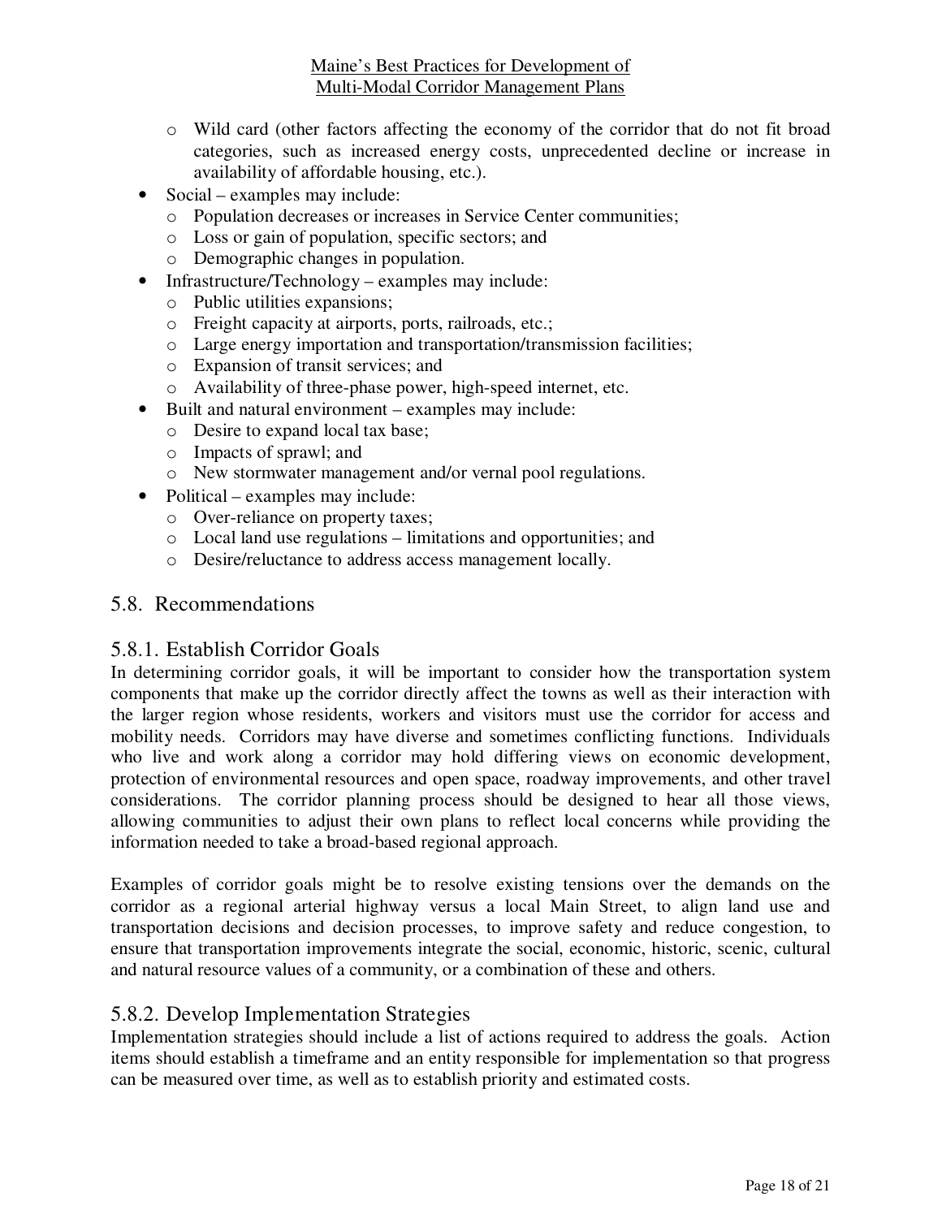- Wild card (other factors affecting the economy of the corridor that do not fit broad categories, such as increased energy costs, unprecedented decline or increase in availability of affordable housing, etc.).
- Social – examples may include:
  - Population decreases or increases in Service Center communities;
  - Loss or gain of population, specific sectors; and
  - Demographic changes in population.
- Infrastructure/Technology – examples may include:
  - Public utilities expansions;
  - Freight capacity at airports, ports, railroads, etc.;
  - Large energy importation and transportation/transmission facilities;
  - Expansion of transit services; and
  - Availability of three-phase power, high-speed internet, etc.
- Built and natural environment – examples may include:
  - Desire to expand local tax base;
  - Impacts of sprawl; and
  - New stormwater management and/or vernal pool regulations.
- Political – examples may include:
  - Over-reliance on property taxes;
  - Local land use regulations – limitations and opportunities; and
  - Desire/reluctance to address access management locally.

## 5.8. Recommendations

### 5.8.1. Establish Corridor Goals

In determining corridor goals, it will be important to consider how the transportation system components that make up the corridor directly affect the towns as well as their interaction with the larger region whose residents, workers and visitors must use the corridor for access and mobility needs. Corridors may have diverse and sometimes conflicting functions. Individuals who live and work along a corridor may hold differing views on economic development, protection of environmental resources and open space, roadway improvements, and other travel considerations. The corridor planning process should be designed to hear all those views, allowing communities to adjust their own plans to reflect local concerns while providing the information needed to take a broad-based regional approach.

Examples of corridor goals might be to resolve existing tensions over the demands on the corridor as a regional arterial highway versus a local Main Street, to align land use and transportation decisions and decision processes, to improve safety and reduce congestion, to ensure that transportation improvements integrate the social, economic, historic, scenic, cultural and natural resource values of a community, or a combination of these and others.

### 5.8.2. Develop Implementation Strategies

Implementation strategies should include a list of actions required to address the goals. Action items should establish a timeframe and an entity responsible for implementation so that progress can be measured over time, as well as to establish priority and estimated costs.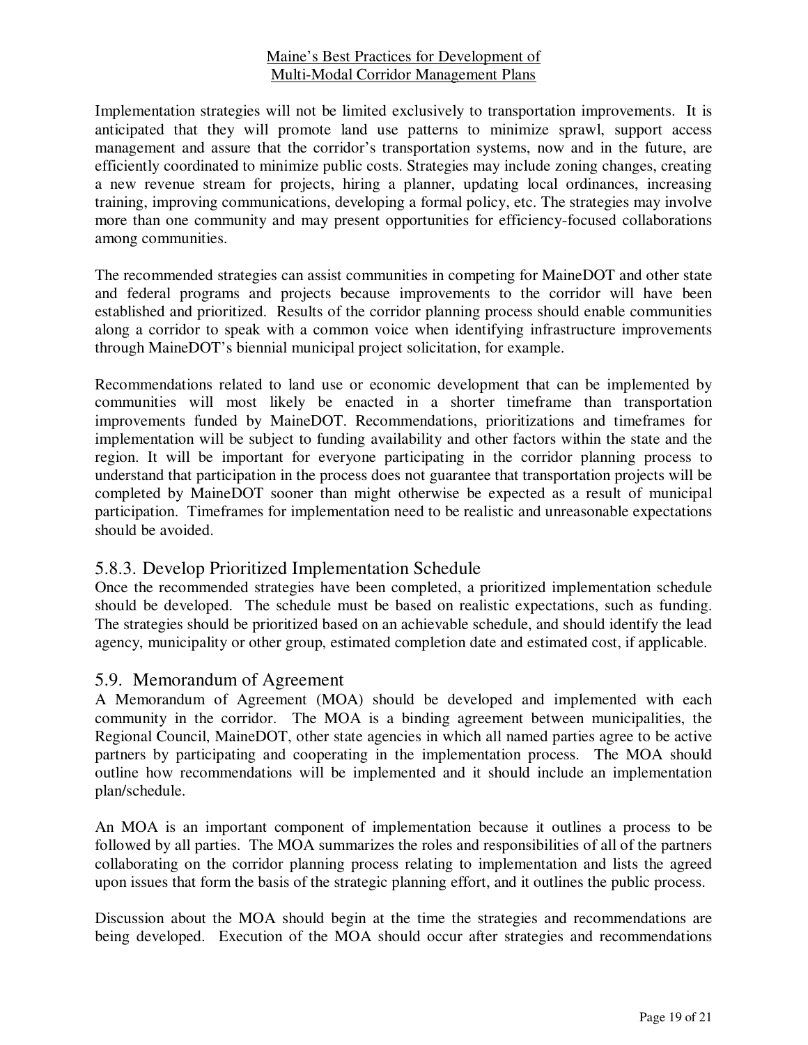Implementation strategies will not be limited exclusively to transportation improvements. It is anticipated that they will promote land use patterns to minimize sprawl, support access management and assure that the corridor's transportation systems, now and in the future, are efficiently coordinated to minimize public costs. Strategies may include zoning changes, creating a new revenue stream for projects, hiring a planner, updating local ordinances, increasing training, improving communications, developing a formal policy, etc. The strategies may involve more than one community and may present opportunities for efficiency-focused collaborations among communities.

The recommended strategies can assist communities in competing for MaineDOT and other state and federal programs and projects because improvements to the corridor will have been established and prioritized. Results of the corridor planning process should enable communities along a corridor to speak with a common voice when identifying infrastructure improvements through MaineDOT's biennial municipal project solicitation, for example.

Recommendations related to land use or economic development that can be implemented by communities will most likely be enacted in a shorter timeframe than transportation improvements funded by MaineDOT. Recommendations, prioritizations and timeframes for implementation will be subject to funding availability and other factors within the state and the region. It will be important for everyone participating in the corridor planning process to understand that participation in the process does not guarantee that transportation projects will be completed by MaineDOT sooner than might otherwise be expected as a result of municipal participation. Timeframes for implementation need to be realistic and unreasonable expectations should be avoided.

### 5.8.3. Develop Prioritized Implementation Schedule

Once the recommended strategies have been completed, a prioritized implementation schedule should be developed. The schedule must be based on realistic expectations, such as funding. The strategies should be prioritized based on an achievable schedule, and should identify the lead agency, municipality or other group, estimated completion date and estimated cost, if applicable.

## 5.9. Memorandum of Agreement

A Memorandum of Agreement (MOA) should be developed and implemented with each community in the corridor. The MOA is a binding agreement between municipalities, the Regional Council, MaineDOT, other state agencies in which all named parties agree to be active partners by participating and cooperating in the implementation process. The MOA should outline how recommendations will be implemented and it should include an implementation plan/schedule.

An MOA is an important component of implementation because it outlines a process to be followed by all parties. The MOA summarizes the roles and responsibilities of all of the partners collaborating on the corridor planning process relating to implementation and lists the agreed upon issues that form the basis of the strategic planning effort, and it outlines the public process.

Discussion about the MOA should begin at the time the strategies and recommendations are being developed. Execution of the MOA should occur after strategies and recommendations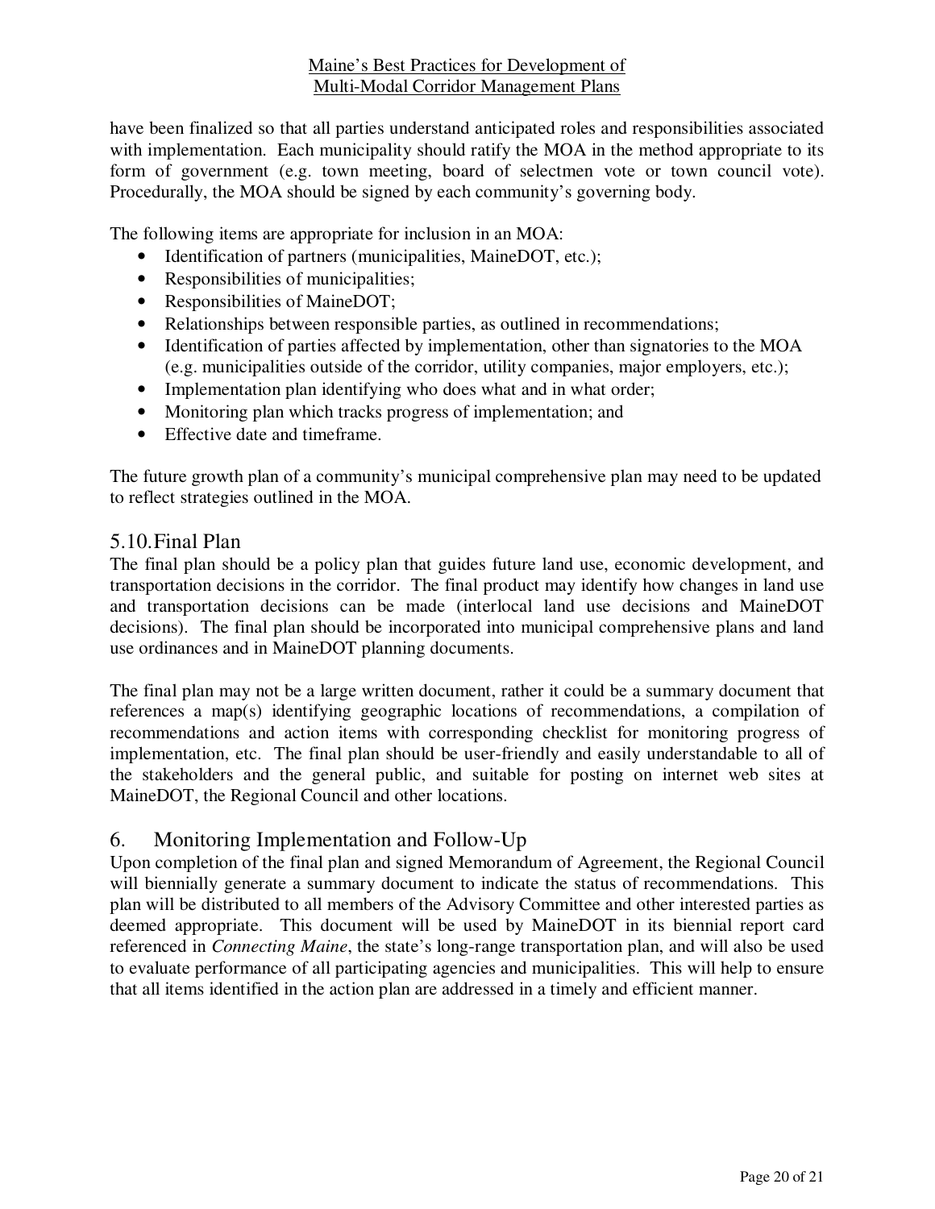have been finalized so that all parties understand anticipated roles and responsibilities associated with implementation. Each municipality should ratify the MOA in the method appropriate to its form of government (e.g. town meeting, board of selectmen vote or town council vote). Procedurally, the MOA should be signed by each community's governing body.

The following items are appropriate for inclusion in an MOA:

- Identification of partners (municipalities, MaineDOT, etc.);
- Responsibilities of municipalities;
- Responsibilities of MaineDOT;
- Relationships between responsible parties, as outlined in recommendations;
- Identification of parties affected by implementation, other than signatories to the MOA (e.g. municipalities outside of the corridor, utility companies, major employers, etc.);
- Implementation plan identifying who does what and in what order;
- Monitoring plan which tracks progress of implementation; and
- Effective date and timeframe.

The future growth plan of a community's municipal comprehensive plan may need to be updated to reflect strategies outlined in the MOA.

### 5.10. Final Plan

The final plan should be a policy plan that guides future land use, economic development, and transportation decisions in the corridor. The final product may identify how changes in land use and transportation decisions can be made (interlocal land use decisions and MaineDOT decisions). The final plan should be incorporated into municipal comprehensive plans and land use ordinances and in MaineDOT planning documents.

The final plan may not be a large written document, rather it could be a summary document that references a map(s) identifying geographic locations of recommendations, a compilation of recommendations and action items with corresponding checklist for monitoring progress of implementation, etc. The final plan should be user-friendly and easily understandable to all of the stakeholders and the general public, and suitable for posting on internet web sites at MaineDOT, the Regional Council and other locations.

## 6. Monitoring Implementation and Follow-Up

Upon completion of the final plan and signed Memorandum of Agreement, the Regional Council will biennially generate a summary document to indicate the status of recommendations. This plan will be distributed to all members of the Advisory Committee and other interested parties as deemed appropriate. This document will be used by MaineDOT in its biennial report card referenced in *Connecting Maine*, the state's long-range transportation plan, and will also be used to evaluate performance of all participating agencies and municipalities. This will help to ensure that all items identified in the action plan are addressed in a timely and efficient manner.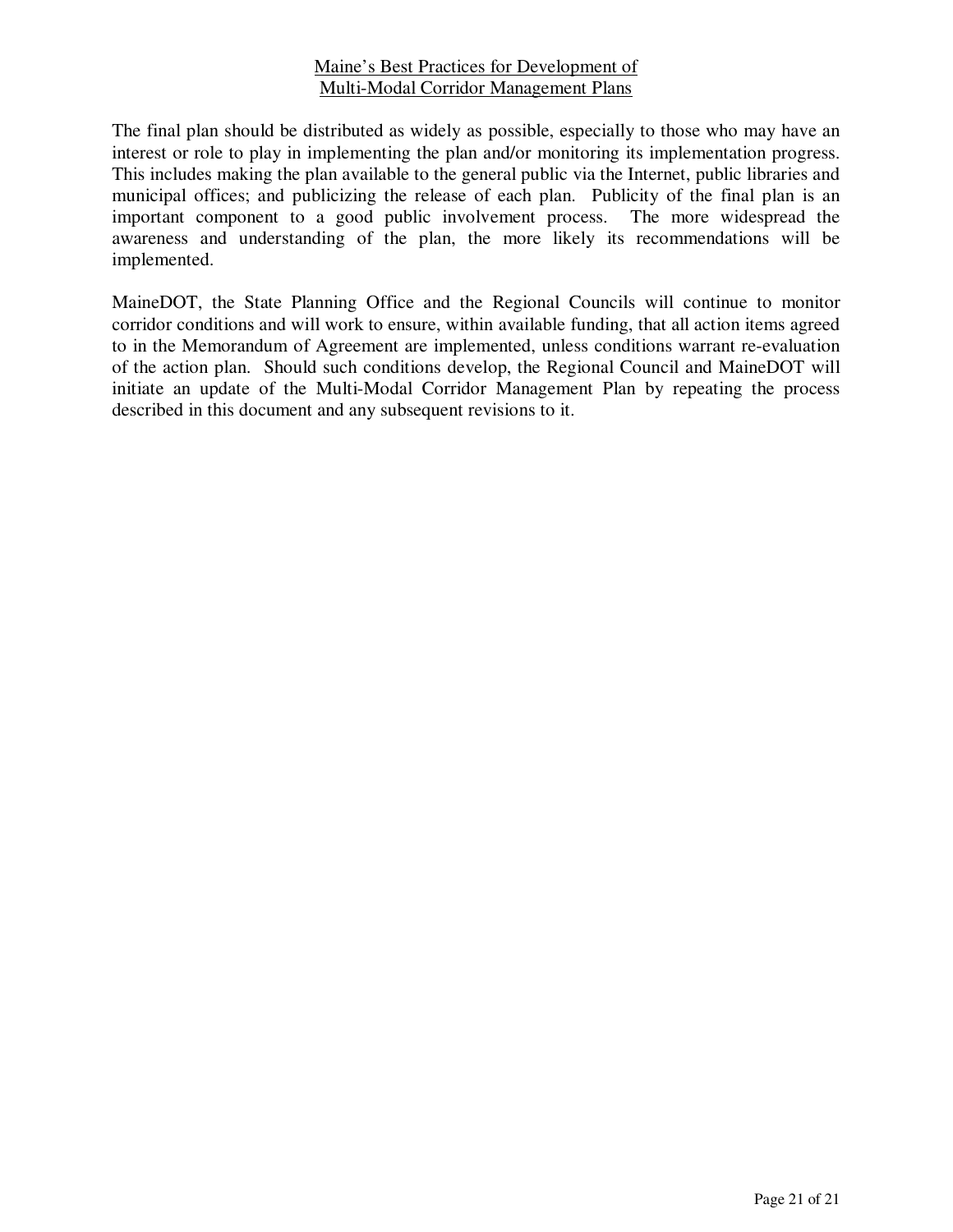The final plan should be distributed as widely as possible, especially to those who may have an interest or role to play in implementing the plan and/or monitoring its implementation progress. This includes making the plan available to the general public via the Internet, public libraries and municipal offices; and publicizing the release of each plan. Publicity of the final plan is an important component to a good public involvement process. The more widespread the awareness and understanding of the plan, the more likely its recommendations will be implemented.

MaineDOT, the State Planning Office and the Regional Councils will continue to monitor corridor conditions and will work to ensure, within available funding, that all action items agreed to in the Memorandum of Agreement are implemented, unless conditions warrant re-evaluation of the action plan. Should such conditions develop, the Regional Council and MaineDOT will initiate an update of the Multi-Modal Corridor Management Plan by repeating the process described in this document and any subsequent revisions to it.